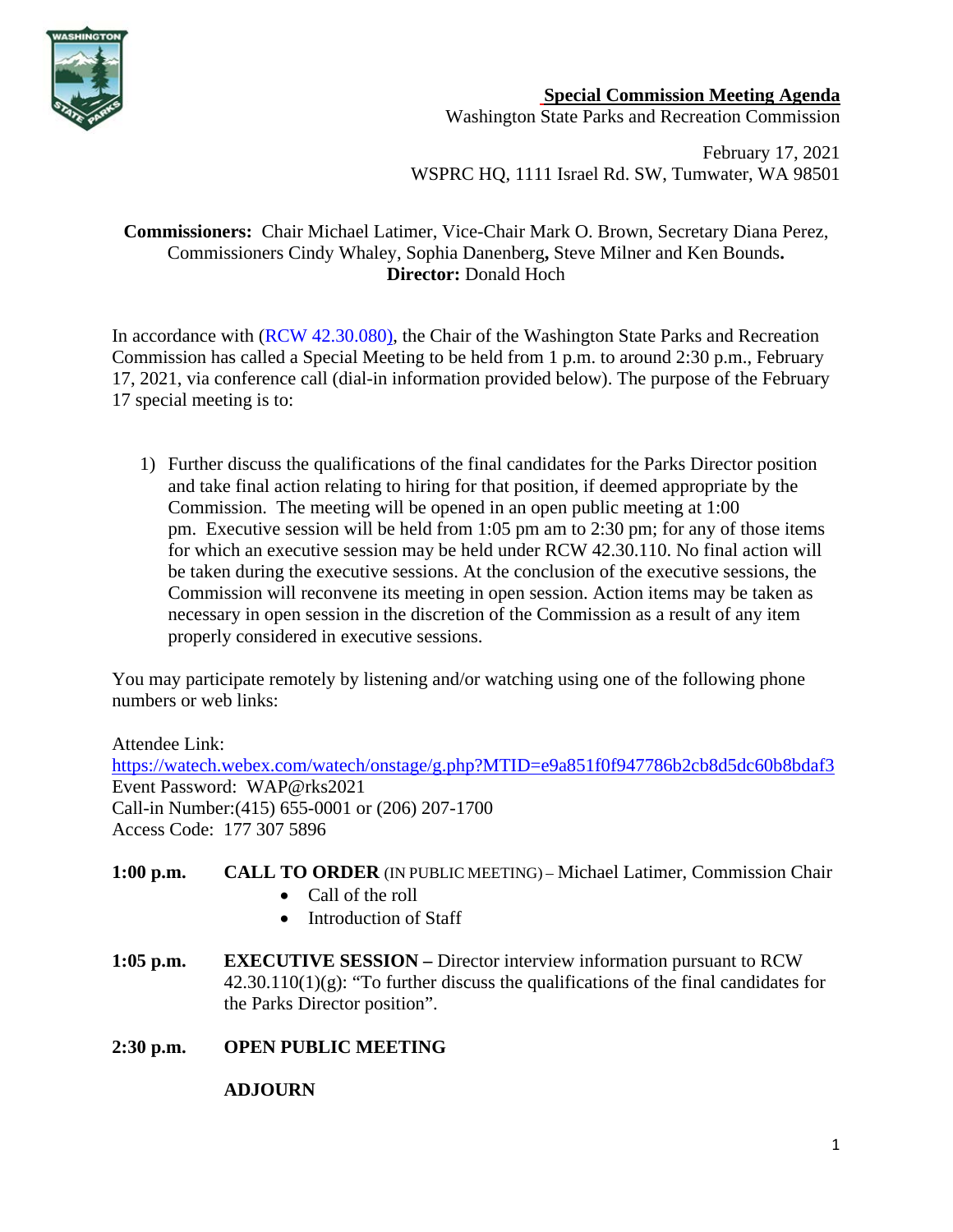**Special Commission Meeting Agenda**
Washington State Parks and Recreation Commission

February 17, 2021
WSPRC HQ, 1111 Israel Rd. SW, Tumwater, WA 98501

**Commissioners:** Chair Michael Latimer, Vice-Chair Mark O. Brown, Secretary Diana Perez, Commissioners Cindy Whaley, Sophia Danenberg**,** Steve Milner and Ken Bounds**.**
**Director:** Donald Hoch

In accordance with (RCW 42.30.080), the Chair of the Washington State Parks and Recreation Commission has called a Special Meeting to be held from 1 p.m. to around 2:30 p.m., February 17, 2021, via conference call (dial-in information provided below). The purpose of the February 17 special meeting is to:

1) Further discuss the qualifications of the final candidates for the Parks Director position and take final action relating to hiring for that position, if deemed appropriate by the Commission. The meeting will be opened in an open public meeting at 1:00 pm. Executive session will be held from 1:05 pm am to 2:30 pm; for any of those items for which an executive session may be held under RCW 42.30.110. No final action will be taken during the executive sessions. At the conclusion of the executive sessions, the Commission will reconvene its meeting in open session. Action items may be taken as necessary in open session in the discretion of the Commission as a result of any item properly considered in executive sessions.

You may participate remotely by listening and/or watching using one of the following phone numbers or web links:

Attendee Link:
https://watech.webex.com/watech/onstage/g.php?MTID=e9a851f0f947786b2cb8d5dc60b8bdaf3
Event Password: WAP@rks2021
Call-in Number:(415) 655-0001 or (206) 207-1700
Access Code: 177 307 5896

**1:00 p.m.** **CALL TO ORDER** (IN PUBLIC MEETING) – Michael Latimer, Commission Chair
- Call of the roll
- Introduction of Staff

**1:05 p.m.** **EXECUTIVE SESSION –** Director interview information pursuant to RCW 42.30.110(1)(g): "To further discuss the qualifications of the final candidates for the Parks Director position".

**2:30 p.m.** **OPEN PUBLIC MEETING**

**ADJOURN**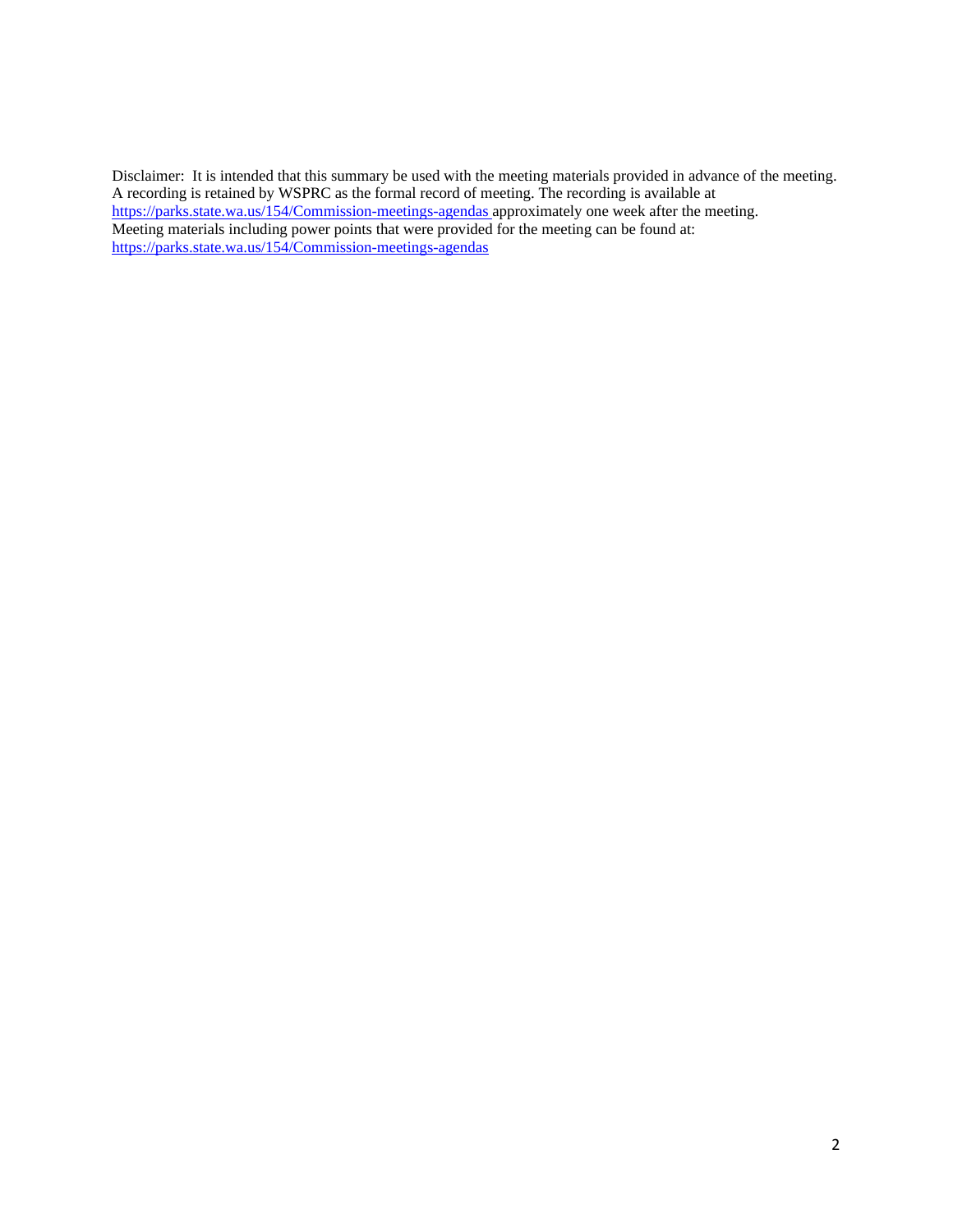Disclaimer: It is intended that this summary be used with the meeting materials provided in advance of the meeting. A recording is retained by WSPRC as the formal record of meeting. The recording is available at https://parks.state.wa.us/154/Commission-meetings-agendas approximately one week after the meeting.
Meeting materials including power points that were provided for the meeting can be found at:
https://parks.state.wa.us/154/Commission-meetings-agendas